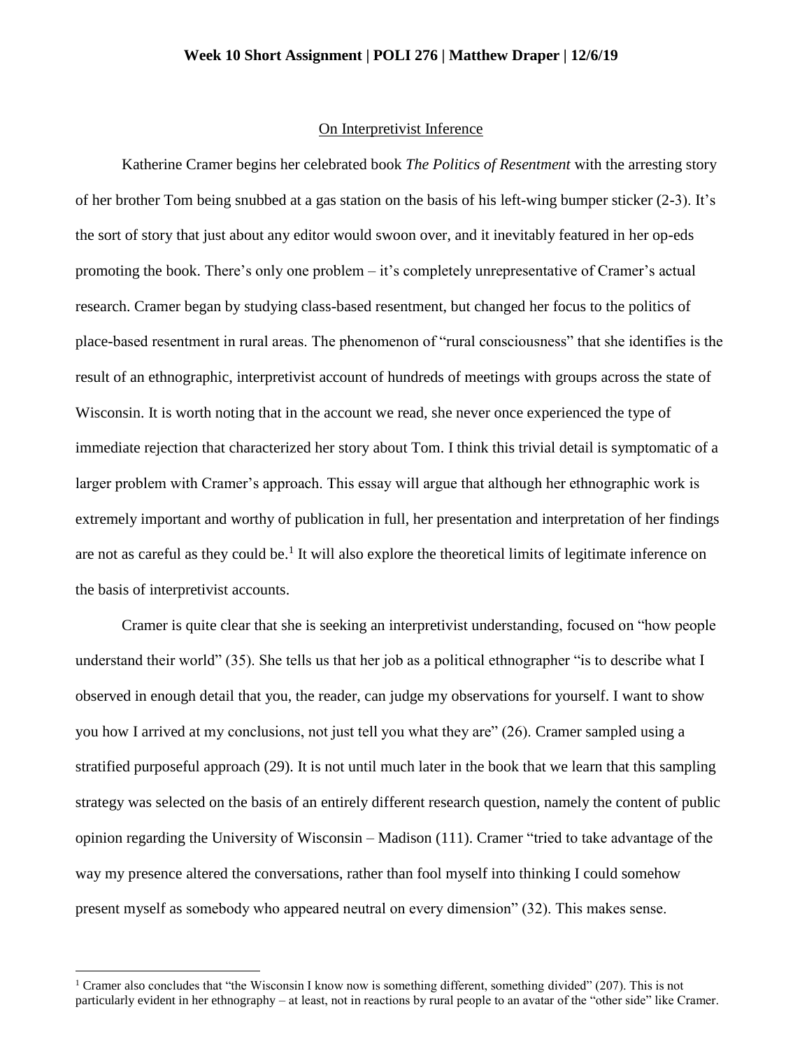**Week 10 Short Assignment | POLI 276 | Matthew Draper | 12/6/19**

On Interpretivist Inference

Katherine Cramer begins her celebrated book *The Politics of Resentment* with the arresting story of her brother Tom being snubbed at a gas station on the basis of his left-wing bumper sticker (2-3). It's the sort of story that just about any editor would swoon over, and it inevitably featured in her op-eds promoting the book. There's only one problem – it's completely unrepresentative of Cramer's actual research. Cramer began by studying class-based resentment, but changed her focus to the politics of place-based resentment in rural areas. The phenomenon of "rural consciousness" that she identifies is the result of an ethnographic, interpretivist account of hundreds of meetings with groups across the state of Wisconsin. It is worth noting that in the account we read, she never once experienced the type of immediate rejection that characterized her story about Tom. I think this trivial detail is symptomatic of a larger problem with Cramer's approach. This essay will argue that although her ethnographic work is extremely important and worthy of publication in full, her presentation and interpretation of her findings are not as careful as they could be.[1] It will also explore the theoretical limits of legitimate inference on the basis of interpretivist accounts.

Cramer is quite clear that she is seeking an interpretivist understanding, focused on "how people understand their world" (35). She tells us that her job as a political ethnographer "is to describe what I observed in enough detail that you, the reader, can judge my observations for yourself. I want to show you how I arrived at my conclusions, not just tell you what they are" (26). Cramer sampled using a stratified purposeful approach (29). It is not until much later in the book that we learn that this sampling strategy was selected on the basis of an entirely different research question, namely the content of public opinion regarding the University of Wisconsin – Madison (111). Cramer "tried to take advantage of the way my presence altered the conversations, rather than fool myself into thinking I could somehow present myself as somebody who appeared neutral on every dimension" (32). This makes sense.

[1] Cramer also concludes that "the Wisconsin I know now is something different, something divided" (207). This is not particularly evident in her ethnography – at least, not in reactions by rural people to an avatar of the "other side" like Cramer.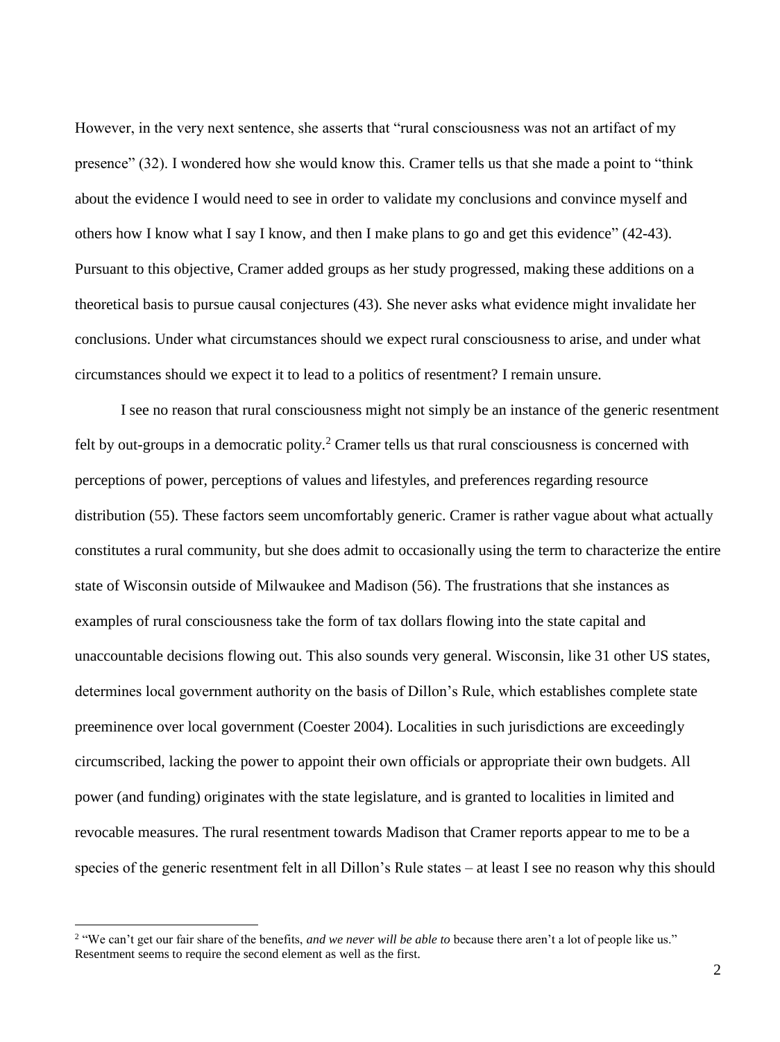However, in the very next sentence, she asserts that "rural consciousness was not an artifact of my presence" (32). I wondered how she would know this. Cramer tells us that she made a point to "think about the evidence I would need to see in order to validate my conclusions and convince myself and others how I know what I say I know, and then I make plans to go and get this evidence" (42-43). Pursuant to this objective, Cramer added groups as her study progressed, making these additions on a theoretical basis to pursue causal conjectures (43). She never asks what evidence might invalidate her conclusions. Under what circumstances should we expect rural consciousness to arise, and under what circumstances should we expect it to lead to a politics of resentment? I remain unsure.

I see no reason that rural consciousness might not simply be an instance of the generic resentment felt by out-groups in a democratic polity.[2] Cramer tells us that rural consciousness is concerned with perceptions of power, perceptions of values and lifestyles, and preferences regarding resource distribution (55). These factors seem uncomfortably generic. Cramer is rather vague about what actually constitutes a rural community, but she does admit to occasionally using the term to characterize the entire state of Wisconsin outside of Milwaukee and Madison (56). The frustrations that she instances as examples of rural consciousness take the form of tax dollars flowing into the state capital and unaccountable decisions flowing out. This also sounds very general. Wisconsin, like 31 other US states, determines local government authority on the basis of Dillon's Rule, which establishes complete state preeminence over local government (Coester 2004). Localities in such jurisdictions are exceedingly circumscribed, lacking the power to appoint their own officials or appropriate their own budgets. All power (and funding) originates with the state legislature, and is granted to localities in limited and revocable measures. The rural resentment towards Madison that Cramer reports appear to me to be a species of the generic resentment felt in all Dillon's Rule states – at least I see no reason why this should

[2] "We can't get our fair share of the benefits, *and we never will be able to* because there aren't a lot of people like us." Resentment seems to require the second element as well as the first.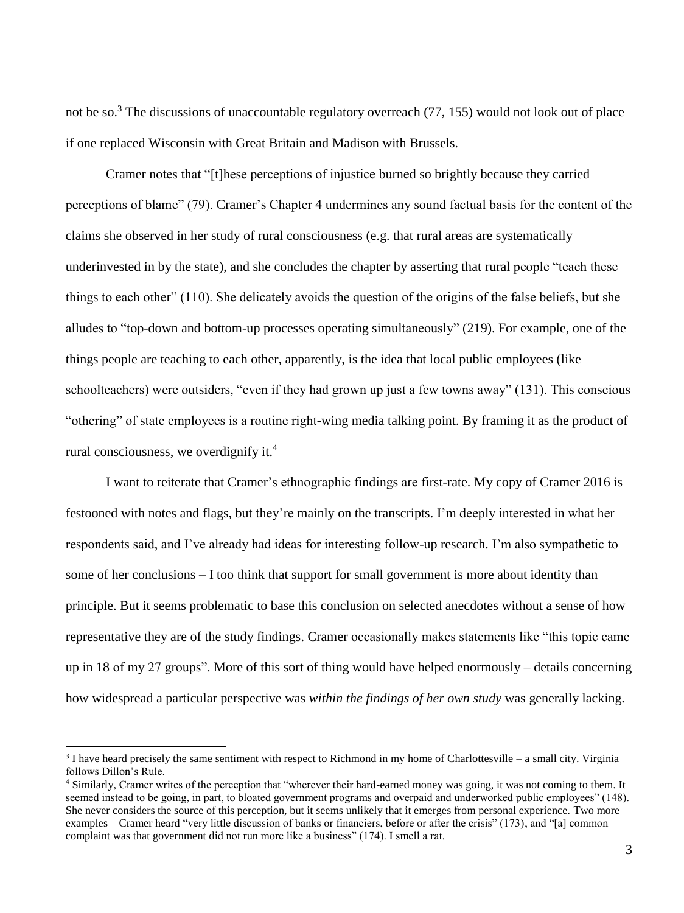not be so.[3] The discussions of unaccountable regulatory overreach (77, 155) would not look out of place if one replaced Wisconsin with Great Britain and Madison with Brussels.

Cramer notes that "[t]hese perceptions of injustice burned so brightly because they carried perceptions of blame" (79). Cramer's Chapter 4 undermines any sound factual basis for the content of the claims she observed in her study of rural consciousness (e.g. that rural areas are systematically underinvested in by the state), and she concludes the chapter by asserting that rural people "teach these things to each other" (110). She delicately avoids the question of the origins of the false beliefs, but she alludes to "top-down and bottom-up processes operating simultaneously" (219). For example, one of the things people are teaching to each other, apparently, is the idea that local public employees (like schoolteachers) were outsiders, "even if they had grown up just a few towns away" (131). This conscious "othering" of state employees is a routine right-wing media talking point. By framing it as the product of rural consciousness, we overdignify it.[4]

I want to reiterate that Cramer's ethnographic findings are first-rate. My copy of Cramer 2016 is festooned with notes and flags, but they're mainly on the transcripts. I'm deeply interested in what her respondents said, and I've already had ideas for interesting follow-up research. I'm also sympathetic to some of her conclusions – I too think that support for small government is more about identity than principle. But it seems problematic to base this conclusion on selected anecdotes without a sense of how representative they are of the study findings. Cramer occasionally makes statements like "this topic came up in 18 of my 27 groups". More of this sort of thing would have helped enormously – details concerning how widespread a particular perspective was *within the findings of her own study* was generally lacking.

---

[3] I have heard precisely the same sentiment with respect to Richmond in my home of Charlottesville – a small city. Virginia follows Dillon's Rule.

[4] Similarly, Cramer writes of the perception that "wherever their hard-earned money was going, it was not coming to them. It seemed instead to be going, in part, to bloated government programs and overpaid and underworked public employees" (148). She never considers the source of this perception, but it seems unlikely that it emerges from personal experience. Two more examples – Cramer heard "very little discussion of banks or financiers, before or after the crisis" (173), and "[a] common complaint was that government did not run more like a business" (174). I smell a rat.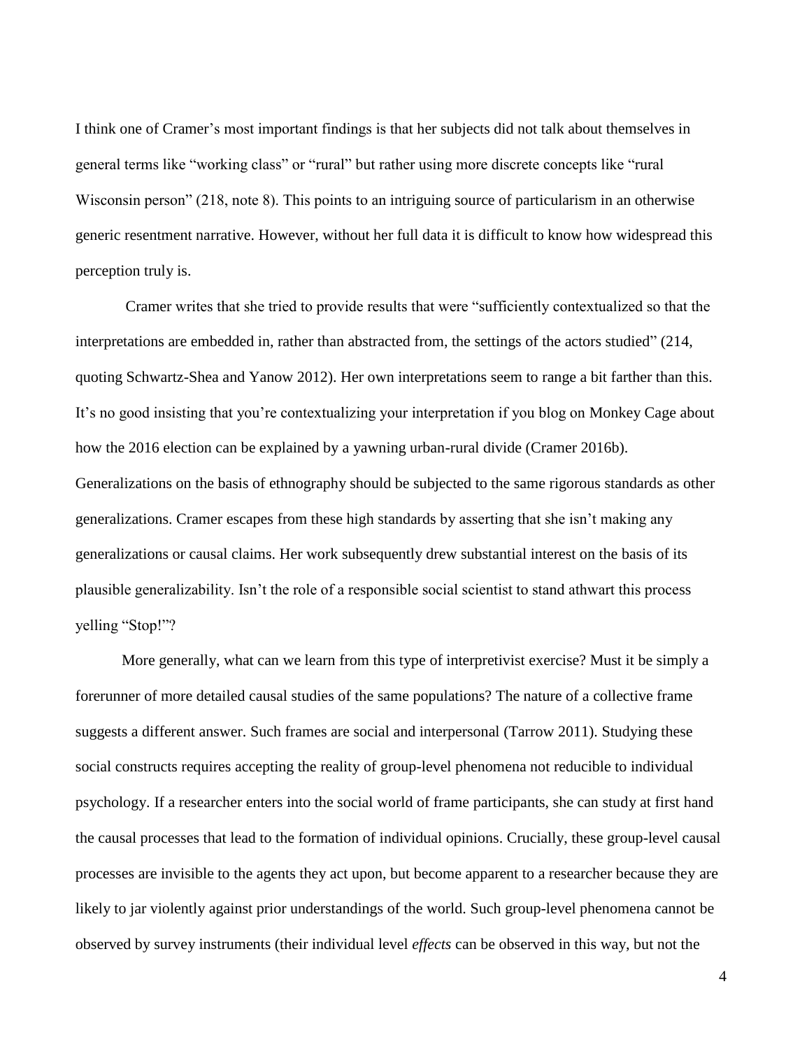I think one of Cramer's most important findings is that her subjects did not talk about themselves in general terms like "working class" or "rural" but rather using more discrete concepts like "rural Wisconsin person" (218, note 8). This points to an intriguing source of particularism in an otherwise generic resentment narrative. However, without her full data it is difficult to know how widespread this perception truly is.

Cramer writes that she tried to provide results that were "sufficiently contextualized so that the interpretations are embedded in, rather than abstracted from, the settings of the actors studied" (214, quoting Schwartz-Shea and Yanow 2012). Her own interpretations seem to range a bit farther than this. It's no good insisting that you're contextualizing your interpretation if you blog on Monkey Cage about how the 2016 election can be explained by a yawning urban-rural divide (Cramer 2016b). Generalizations on the basis of ethnography should be subjected to the same rigorous standards as other generalizations. Cramer escapes from these high standards by asserting that she isn't making any generalizations or causal claims. Her work subsequently drew substantial interest on the basis of its plausible generalizability. Isn't the role of a responsible social scientist to stand athwart this process yelling "Stop!"?

More generally, what can we learn from this type of interpretivist exercise? Must it be simply a forerunner of more detailed causal studies of the same populations? The nature of a collective frame suggests a different answer. Such frames are social and interpersonal (Tarrow 2011). Studying these social constructs requires accepting the reality of group-level phenomena not reducible to individual psychology. If a researcher enters into the social world of frame participants, she can study at first hand the causal processes that lead to the formation of individual opinions. Crucially, these group-level causal processes are invisible to the agents they act upon, but become apparent to a researcher because they are likely to jar violently against prior understandings of the world. Such group-level phenomena cannot be observed by survey instruments (their individual level *effects* can be observed in this way, but not the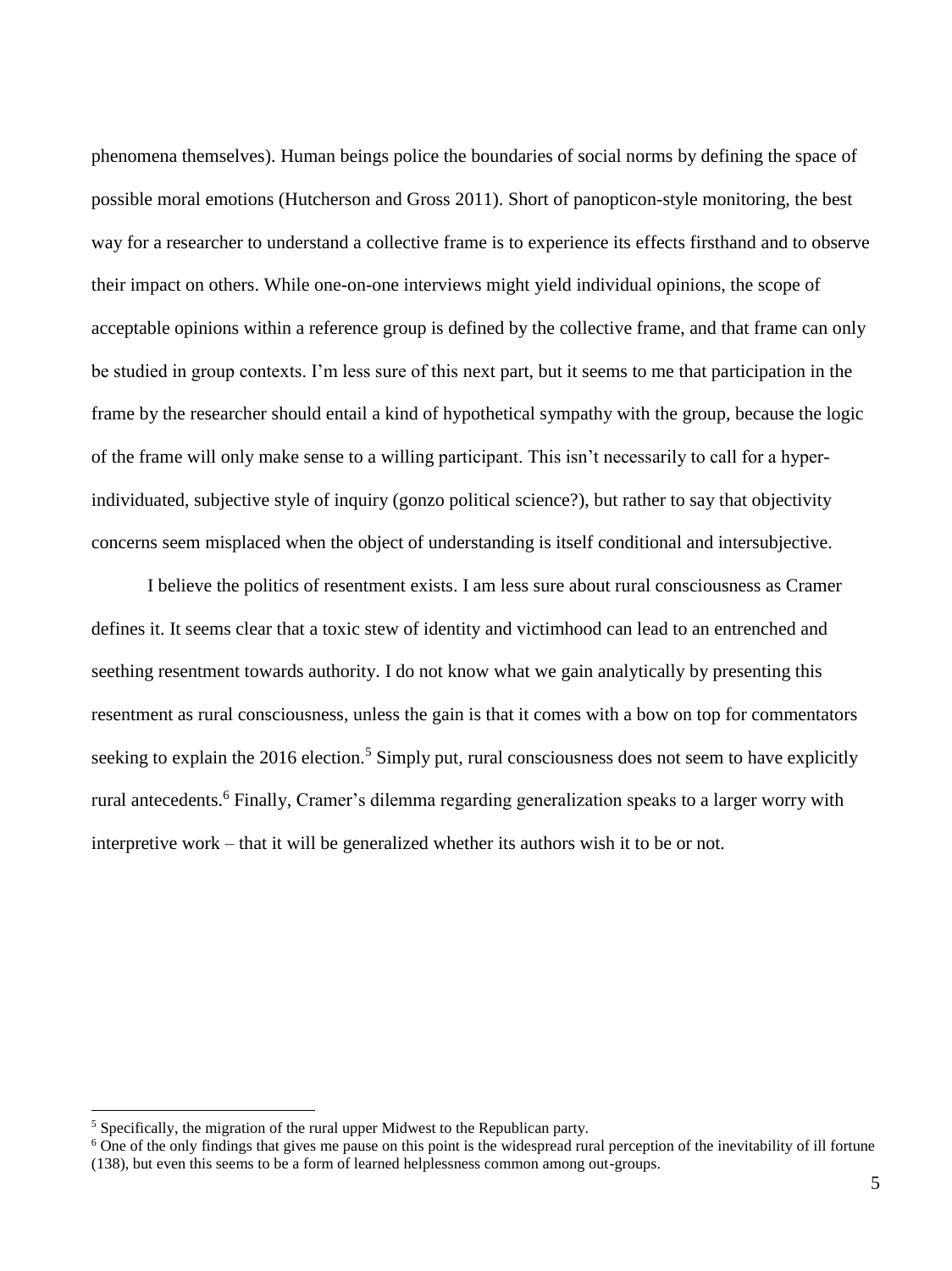phenomena themselves). Human beings police the boundaries of social norms by defining the space of possible moral emotions (Hutcherson and Gross 2011). Short of panopticon-style monitoring, the best way for a researcher to understand a collective frame is to experience its effects firsthand and to observe their impact on others. While one-on-one interviews might yield individual opinions, the scope of acceptable opinions within a reference group is defined by the collective frame, and that frame can only be studied in group contexts. I'm less sure of this next part, but it seems to me that participation in the frame by the researcher should entail a kind of hypothetical sympathy with the group, because the logic of the frame will only make sense to a willing participant. This isn't necessarily to call for a hyper-individuated, subjective style of inquiry (gonzo political science?), but rather to say that objectivity concerns seem misplaced when the object of understanding is itself conditional and intersubjective.

I believe the politics of resentment exists. I am less sure about rural consciousness as Cramer defines it. It seems clear that a toxic stew of identity and victimhood can lead to an entrenched and seething resentment towards authority. I do not know what we gain analytically by presenting this resentment as rural consciousness, unless the gain is that it comes with a bow on top for commentators seeking to explain the 2016 election.[5] Simply put, rural consciousness does not seem to have explicitly rural antecedents.[6] Finally, Cramer's dilemma regarding generalization speaks to a larger worry with interpretive work – that it will be generalized whether its authors wish it to be or not.

---

[5] Specifically, the migration of the rural upper Midwest to the Republican party.

[6] One of the only findings that gives me pause on this point is the widespread rural perception of the inevitability of ill fortune (138), but even this seems to be a form of learned helplessness common among out-groups.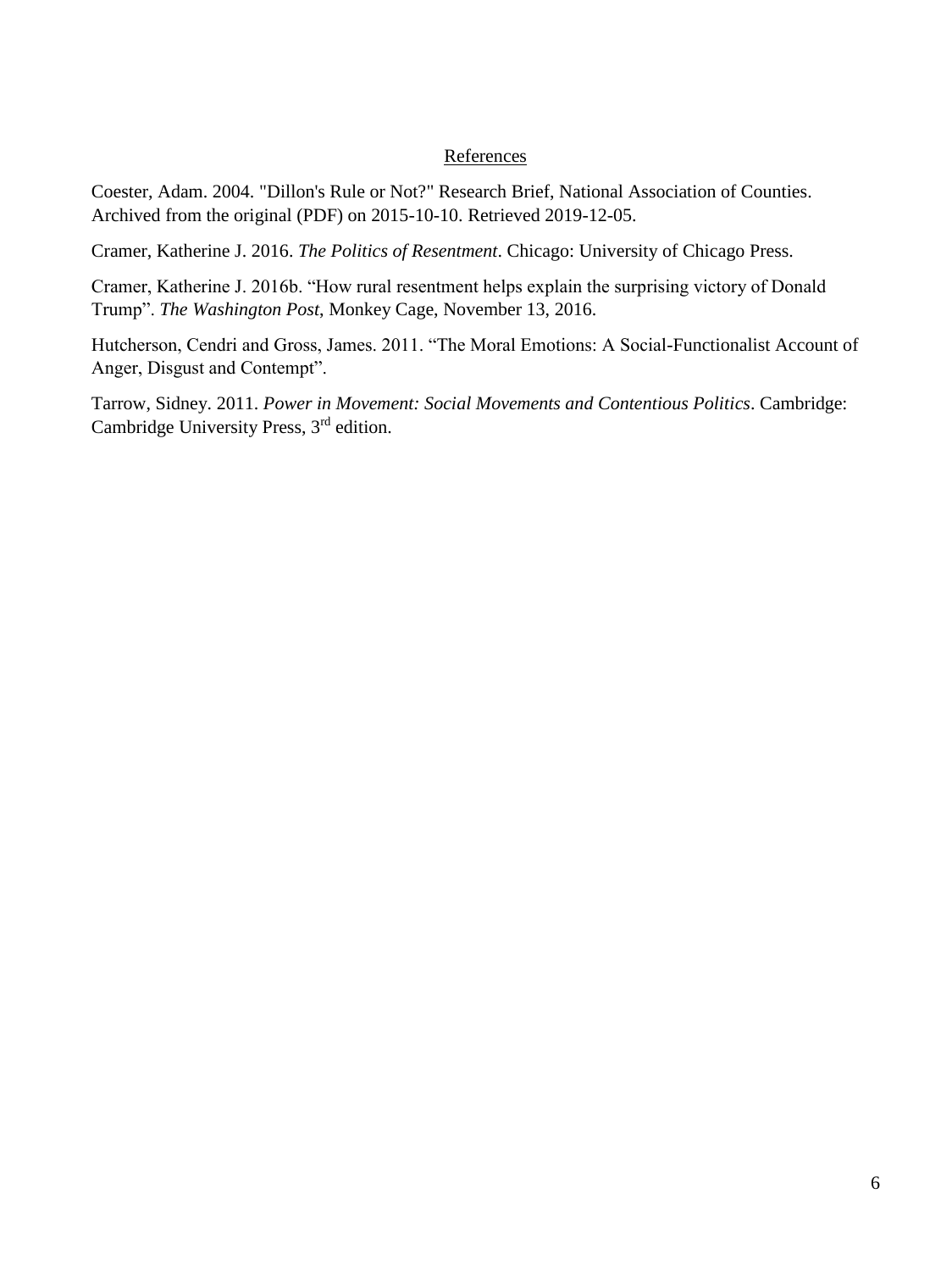## References

Coester, Adam. 2004. "Dillon's Rule or Not?" Research Brief, National Association of Counties. Archived from the original (PDF) on 2015-10-10. Retrieved 2019-12-05.

Cramer, Katherine J. 2016. *The Politics of Resentment*. Chicago: University of Chicago Press.

Cramer, Katherine J. 2016b. "How rural resentment helps explain the surprising victory of Donald Trump". *The Washington Post*, Monkey Cage, November 13, 2016.

Hutcherson, Cendri and Gross, James. 2011. "The Moral Emotions: A Social-Functionalist Account of Anger, Disgust and Contempt".

Tarrow, Sidney. 2011. *Power in Movement: Social Movements and Contentious Politics*. Cambridge: Cambridge University Press, 3rd edition.